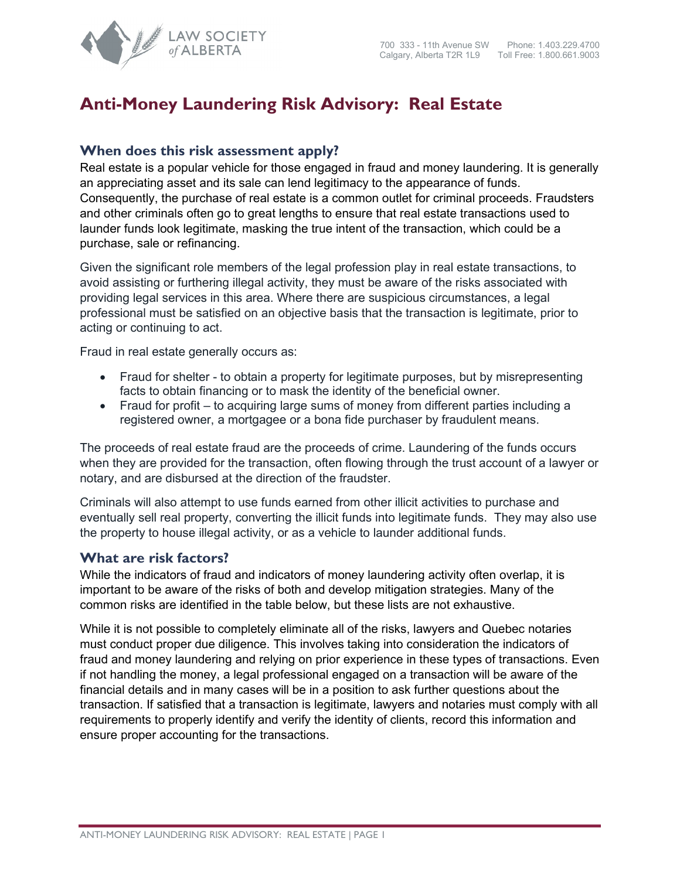# Anti-Money Laundering Risk Advisory: Real Estate

## When does this risk assessment apply?

Real estate is a popular vehicle for those engaged in fraud and money laundering. It is generally an appreciating asset and its sale can lend legitimacy to the appearance of funds. Consequently, the purchase of real estate is a common outlet for criminal proceeds. Fraudsters and other criminals often go to great lengths to ensure that real estate transactions used to launder funds look legitimate, masking the true intent of the transaction, which could be a purchase, sale or refinancing.

Given the significant role members of the legal profession play in real estate transactions, to avoid assisting or furthering illegal activity, they must be aware of the risks associated with providing legal services in this area. Where there are suspicious circumstances, a legal professional must be satisfied on an objective basis that the transaction is legitimate, prior to acting or continuing to act.

Fraud in real estate generally occurs as:

- Fraud for shelter - to obtain a property for legitimate purposes, but by misrepresenting facts to obtain financing or to mask the identity of the beneficial owner.
- Fraud for profit – to acquiring large sums of money from different parties including a registered owner, a mortgagee or a bona fide purchaser by fraudulent means.

The proceeds of real estate fraud are the proceeds of crime. Laundering of the funds occurs when they are provided for the transaction, often flowing through the trust account of a lawyer or notary, and are disbursed at the direction of the fraudster.

Criminals will also attempt to use funds earned from other illicit activities to purchase and eventually sell real property, converting the illicit funds into legitimate funds. They may also use the property to house illegal activity, or as a vehicle to launder additional funds.

## What are risk factors?

While the indicators of fraud and indicators of money laundering activity often overlap, it is important to be aware of the risks of both and develop mitigation strategies. Many of the common risks are identified in the table below, but these lists are not exhaustive.

While it is not possible to completely eliminate all of the risks, lawyers and Quebec notaries must conduct proper due diligence. This involves taking into consideration the indicators of fraud and money laundering and relying on prior experience in these types of transactions. Even if not handling the money, a legal professional engaged on a transaction will be aware of the financial details and in many cases will be in a position to ask further questions about the transaction. If satisfied that a transaction is legitimate, lawyers and notaries must comply with all requirements to properly identify and verify the identity of clients, record this information and ensure proper accounting for the transactions.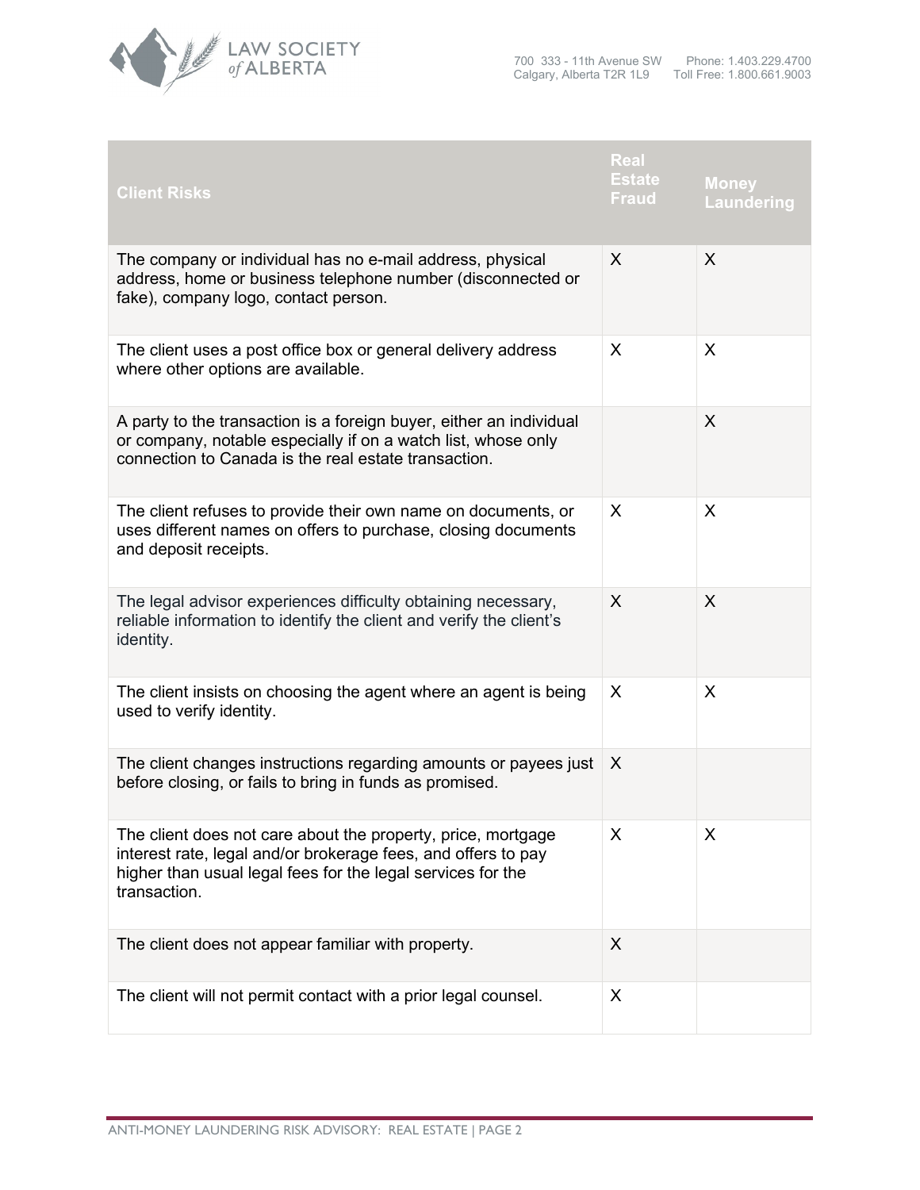| Client Risks | Real Estate Fraud | Money Laundering |
| --- | --- | --- |
| The company or individual has no e-mail address, physical address, home or business telephone number (disconnected or fake), company logo, contact person. | X | X |
| The client uses a post office box or general delivery address where other options are available. | X | X |
| A party to the transaction is a foreign buyer, either an individual or company, notable especially if on a watch list, whose only connection to Canada is the real estate transaction. | | X |
| The client refuses to provide their own name on documents, or uses different names on offers to purchase, closing documents and deposit receipts. | X | X |
| The legal advisor experiences difficulty obtaining necessary, reliable information to identify the client and verify the client's identity. | X | X |
| The client insists on choosing the agent where an agent is being used to verify identity. | X | X |
| The client changes instructions regarding amounts or payees just before closing, or fails to bring in funds as promised. | X | |
| The client does not care about the property, price, mortgage interest rate, legal and/or brokerage fees, and offers to pay higher than usual legal fees for the legal services for the transaction. | X | X |
| The client does not appear familiar with property. | X | |
| The client will not permit contact with a prior legal counsel. | X | |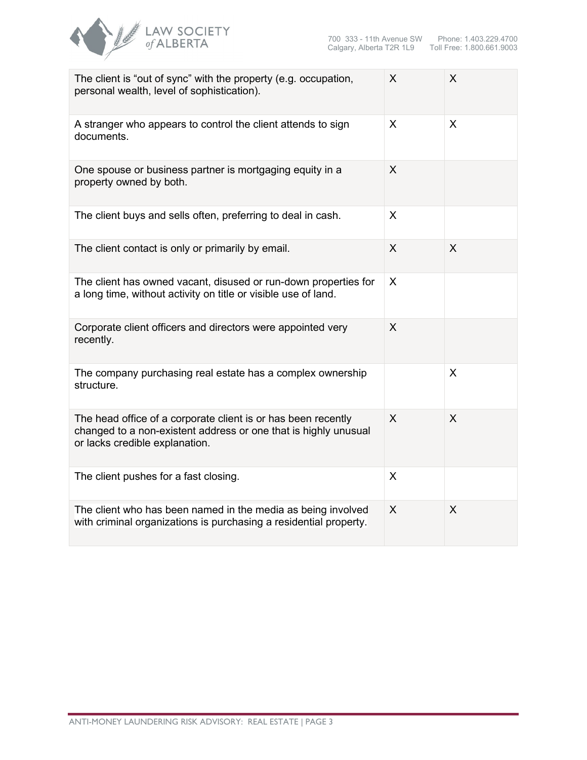| | | |
|---|---|---|
| The client is "out of sync" with the property (e.g. occupation, personal wealth, level of sophistication). | X | X |
| A stranger who appears to control the client attends to sign documents. | X | X |
| One spouse or business partner is mortgaging equity in a property owned by both. | X | |
| The client buys and sells often, preferring to deal in cash. | X | |
| The client contact is only or primarily by email. | X | X |
| The client has owned vacant, disused or run-down properties for a long time, without activity on title or visible use of land. | X | |
| Corporate client officers and directors were appointed very recently. | X | |
| The company purchasing real estate has a complex ownership structure. | | X |
| The head office of a corporate client is or has been recently changed to a non-existent address or one that is highly unusual or lacks credible explanation. | X | X |
| The client pushes for a fast closing. | X | |
| The client who has been named in the media as being involved with criminal organizations is purchasing a residential property. | X | X |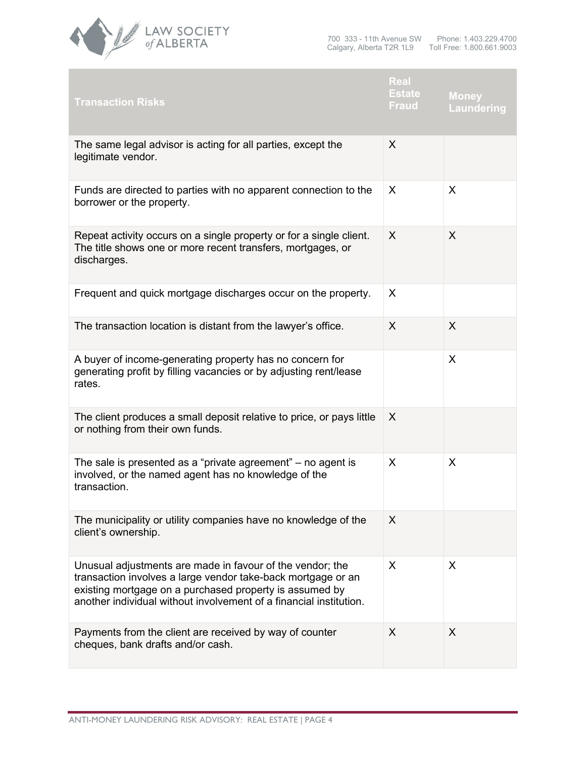| Transaction Risks | Real Estate Fraud | Money Laundering |
|---|---|---|
| The same legal advisor is acting for all parties, except the legitimate vendor. | X | |
| Funds are directed to parties with no apparent connection to the borrower or the property. | X | X |
| Repeat activity occurs on a single property or for a single client. The title shows one or more recent transfers, mortgages, or discharges. | X | X |
| Frequent and quick mortgage discharges occur on the property. | X | |
| The transaction location is distant from the lawyer's office. | X | X |
| A buyer of income-generating property has no concern for generating profit by filling vacancies or by adjusting rent/lease rates. | | X |
| The client produces a small deposit relative to price, or pays little or nothing from their own funds. | X | |
| The sale is presented as a "private agreement" – no agent is involved, or the named agent has no knowledge of the transaction. | X | X |
| The municipality or utility companies have no knowledge of the client's ownership. | X | |
| Unusual adjustments are made in favour of the vendor; the transaction involves a large vendor take-back mortgage or an existing mortgage on a purchased property is assumed by another individual without involvement of a financial institution. | X | X |
| Payments from the client are received by way of counter cheques, bank drafts and/or cash. | X | X |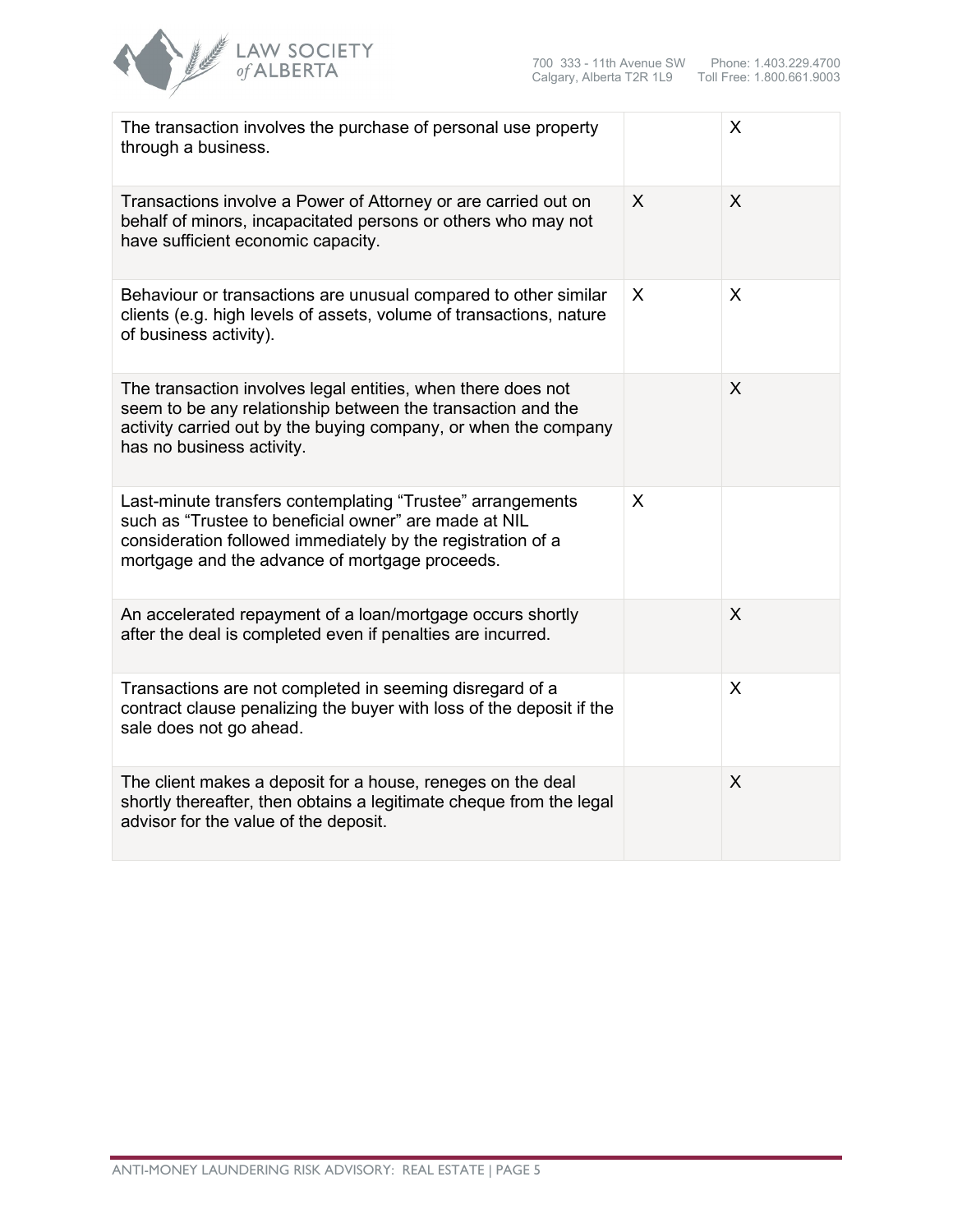| | | |
|---|---|---|
| The transaction involves the purchase of personal use property through a business. | | X |
| Transactions involve a Power of Attorney or are carried out on behalf of minors, incapacitated persons or others who may not have sufficient economic capacity. | X | X |
| Behaviour or transactions are unusual compared to other similar clients (e.g. high levels of assets, volume of transactions, nature of business activity). | X | X |
| The transaction involves legal entities, when there does not seem to be any relationship between the transaction and the activity carried out by the buying company, or when the company has no business activity. | | X |
| Last-minute transfers contemplating "Trustee" arrangements such as "Trustee to beneficial owner" are made at NIL consideration followed immediately by the registration of a mortgage and the advance of mortgage proceeds. | X | |
| An accelerated repayment of a loan/mortgage occurs shortly after the deal is completed even if penalties are incurred. | | X |
| Transactions are not completed in seeming disregard of a contract clause penalizing the buyer with loss of the deposit if the sale does not go ahead. | | X |
| The client makes a deposit for a house, reneges on the deal shortly thereafter, then obtains a legitimate cheque from the legal advisor for the value of the deposit. | | X |